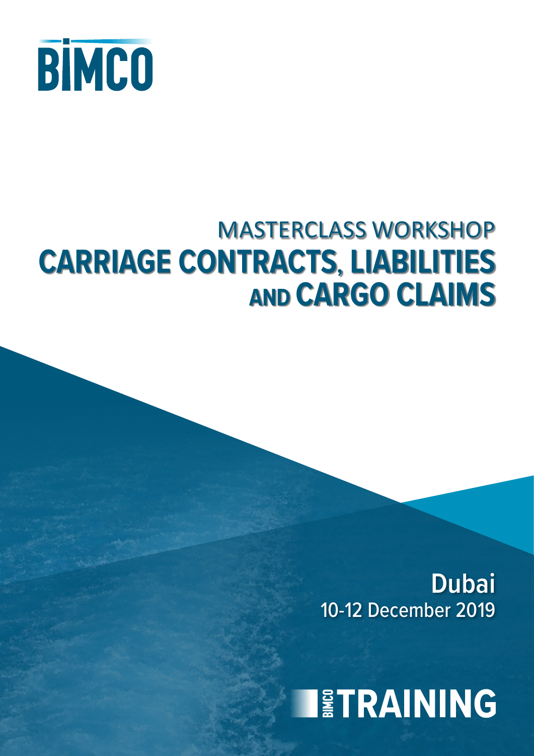BIMCO

MASTERCLASS WORKSHOP

# CARRIAGE CONTRACTS, LIABILITIES AND CARGO CLAIMS

**Dubai**

10-12 December 2019

BIMCO TRAINING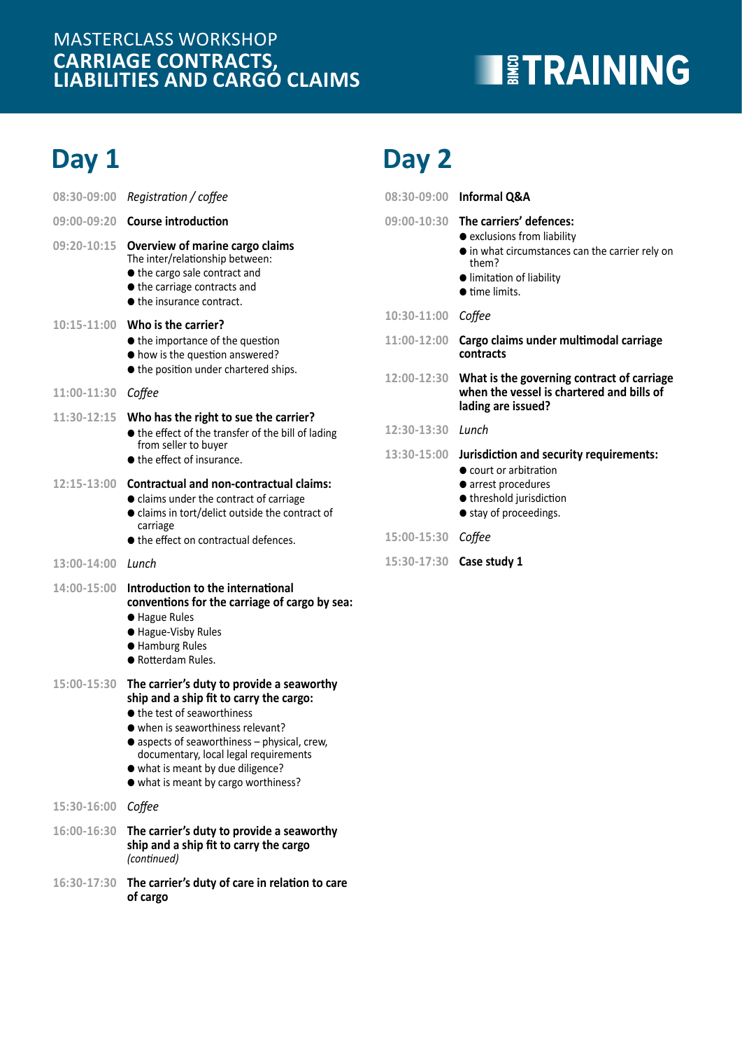MASTERCLASS WORKSHOP
**CARRIAGE CONTRACTS, LIABILITIES AND CARGO CLAIMS**

BIMCO TRAINING

## Day 1

08:30-09:00 *Registration / coffee*

09:00-09:20 **Course introduction**

09:20-10:15 **Overview of marine cargo claims**
The inter/relationship between:
- the cargo sale contract and
- the carriage contracts and
- the insurance contract.

10:15-11:00 **Who is the carrier?**
- the importance of the question
- how is the question answered?
- the position under chartered ships.

11:00-11:30 *Coffee*

11:30-12:15 **Who has the right to sue the carrier?**
- the effect of the transfer of the bill of lading from seller to buyer
- the effect of insurance.

12:15-13:00 **Contractual and non-contractual claims:**
- claims under the contract of carriage
- claims in tort/delict outside the contract of carriage
- the effect on contractual defences.

13:00-14:00 *Lunch*

14:00-15:00 **Introduction to the international conventions for the carriage of cargo by sea:**
- Hague Rules
- Hague-Visby Rules
- Hamburg Rules
- Rotterdam Rules.

15:00-15:30 **The carrier's duty to provide a seaworthy ship and a ship fit to carry the cargo:**
- the test of seaworthiness
- when is seaworthiness relevant?
- aspects of seaworthiness – physical, crew, documentary, local legal requirements
- what is meant by due diligence?
- what is meant by cargo worthiness?

15:30-16:00 *Coffee*

16:00-16:30 **The carrier's duty to provide a seaworthy ship and a ship fit to carry the cargo** *(continued)*

16:30-17:30 **The carrier's duty of care in relation to care of cargo**

## Day 2

08:30-09:00 **Informal Q&A**

09:00-10:30 **The carriers' defences:**
- exclusions from liability
- in what circumstances can the carrier rely on them?
- limitation of liability
- time limits.

10:30-11:00 *Coffee*

11:00-12:00 **Cargo claims under multimodal carriage contracts**

12:00-12:30 **What is the governing contract of carriage when the vessel is chartered and bills of lading are issued?**

12:30-13:30 *Lunch*

13:30-15:00 **Jurisdiction and security requirements:**
- court or arbitration
- arrest procedures
- threshold jurisdiction
- stay of proceedings.

15:00-15:30 *Coffee*

15:30-17:30 **Case study 1**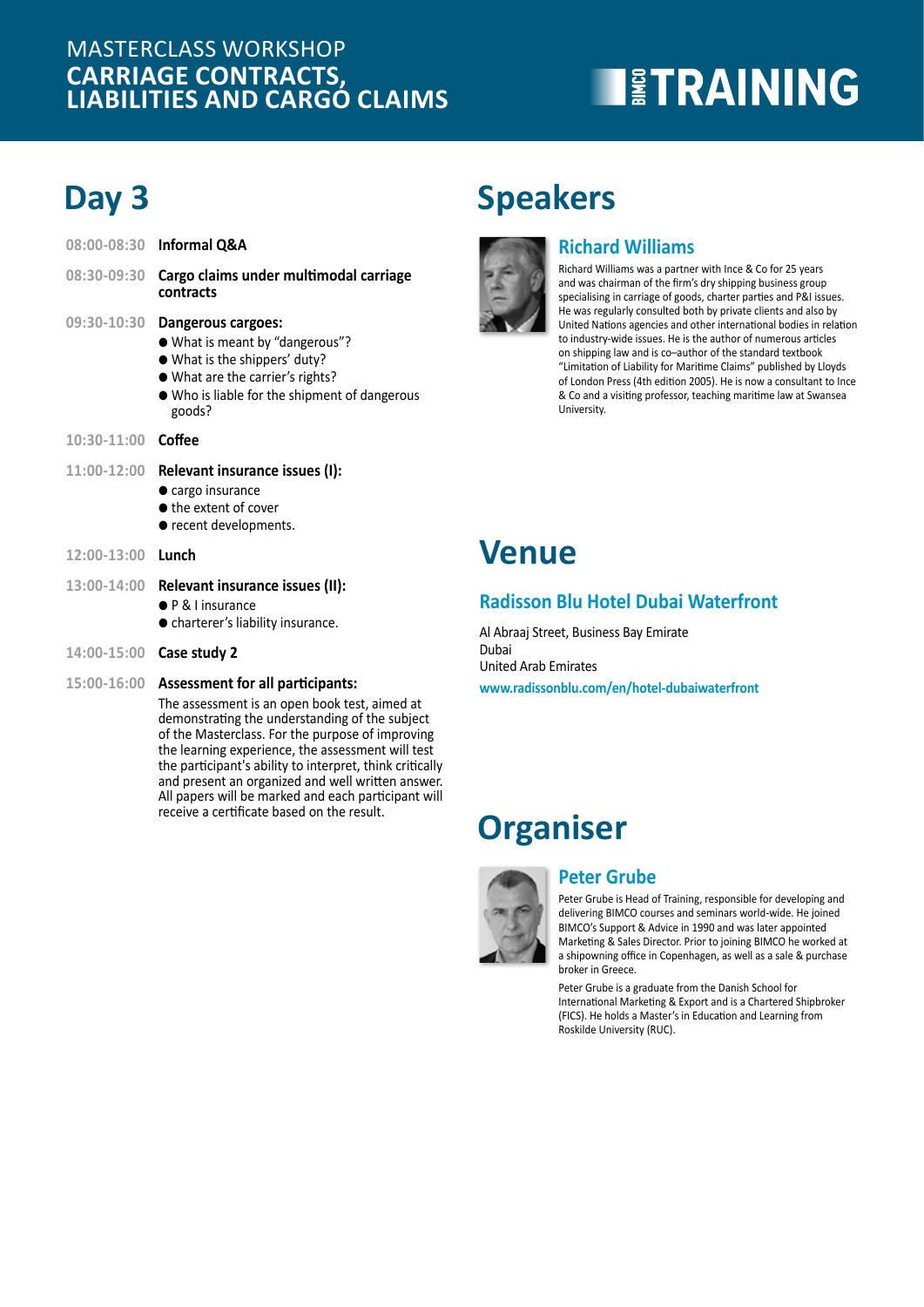MASTERCLASS WORKSHOP
**CARRIAGE CONTRACTS, LIABILITIES AND CARGO CLAIMS**

BIMCO TRAINING

# Day 3

**08:00-08:30** **Informal Q&A**

**08:30-09:30** **Cargo claims under multimodal carriage contracts**

**09:30-10:30** **Dangerous cargoes:**

- What is meant by "dangerous"?
- What is the shippers' duty?
- What are the carrier's rights?
- Who is liable for the shipment of dangerous goods?

**10:30-11:00** **Coffee**

**11:00-12:00** **Relevant insurance issues (I):**

- cargo insurance
- the extent of cover
- recent developments.

**12:00-13:00** **Lunch**

**13:00-14:00** **Relevant insurance issues (II):**

- P & I insurance
- charterer's liability insurance.

**14:00-15:00** **Case study 2**

**15:00-16:00** **Assessment for all participants:**

The assessment is an open book test, aimed at demonstrating the understanding of the subject of the Masterclass. For the purpose of improving the learning experience, the assessment will test the participant's ability to interpret, think critically and present an organized and well written answer. All papers will be marked and each participant will receive a certificate based on the result.

# Speakers

## Richard Williams

Richard Williams was a partner with Ince & Co for 25 years and was chairman of the firm's dry shipping business group specialising in carriage of goods, charter parties and P&I issues. He was regularly consulted both by private clients and also by United Nations agencies and other international bodies in relation to industry-wide issues. He is the author of numerous articles on shipping law and is co–author of the standard textbook "Limitation of Liability for Maritime Claims" published by Lloyds of London Press (4th edition 2005). He is now a consultant to Ince & Co and a visiting professor, teaching maritime law at Swansea University.

# Venue

## Radisson Blu Hotel Dubai Waterfront

Al Abraaj Street, Business Bay Emirate
Dubai
United Arab Emirates

www.radissonblu.com/en/hotel-dubaiwaterfront

# Organiser

## Peter Grube

Peter Grube is Head of Training, responsible for developing and delivering BIMCO courses and seminars world-wide. He joined BIMCO's Support & Advice in 1990 and was later appointed Marketing & Sales Director. Prior to joining BIMCO he worked at a shipowning office in Copenhagen, as well as a sale & purchase broker in Greece.

Peter Grube is a graduate from the Danish School for International Marketing & Export and is a Chartered Shipbroker (FICS). He holds a Master's in Education and Learning from Roskilde University (RUC).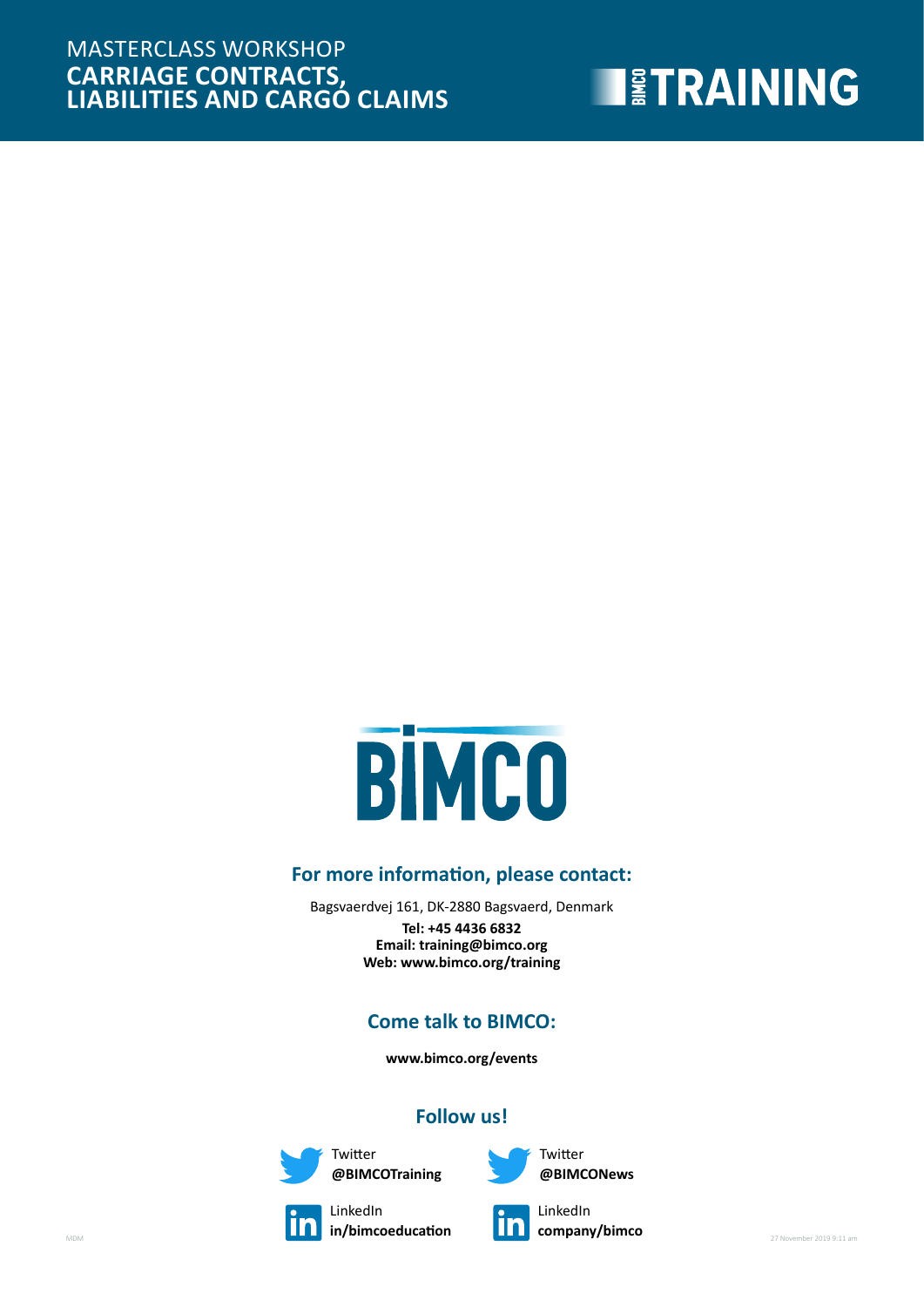MASTERCLASS WORKSHOP
**CARRIAGE CONTRACTS, LIABILITIES AND CARGO CLAIMS**

TRAINING

BIMCO

## For more information, please contact:

Bagsvaerdvej 161, DK-2880 Bagsvaerd, Denmark

**Tel: +45 4436 6832**
**Email: training@bimco.org**
**Web: www.bimco.org/training**

## Come talk to BIMCO:

**www.bimco.org/events**

## Follow us!

Twitter
**@BIMCOTraining**

Twitter
**@BIMCONews**

LinkedIn
**in/bimcoeducation**

LinkedIn
**company/bimco**